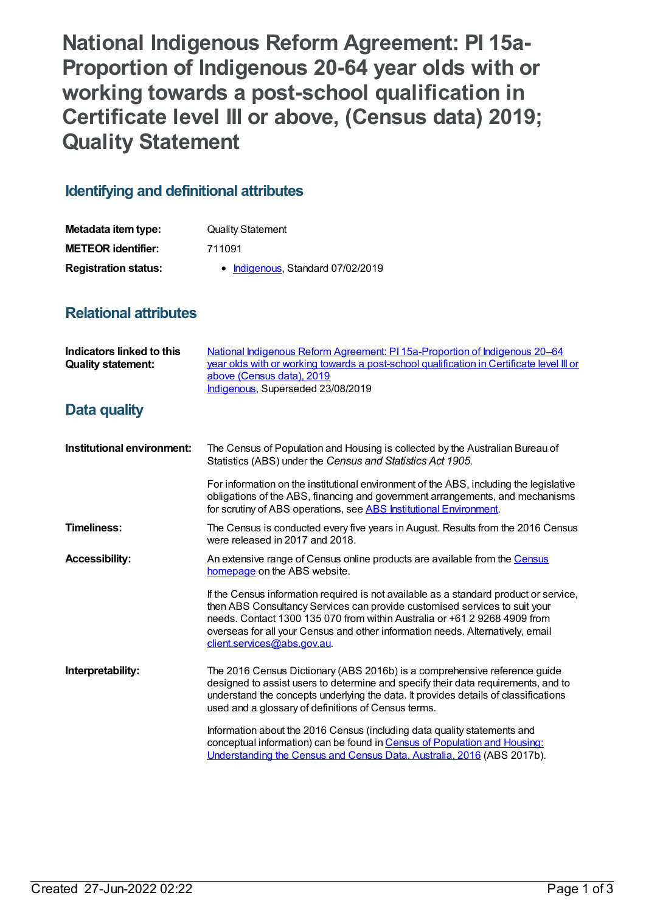# National Indigenous Reform Agreement: PI 15a-Proportion of Indigenous 20-64 year olds with or working towards a post-school qualification in Certificate level III or above, (Census data) 2019; Quality Statement

## Identifying and definitional attributes

| | |
|---|---|
| **Metadata item type:** | Quality Statement |
| **METEOR identifier:** | 711091 |
| **Registration status:** | • Indigenous, Standard 07/02/2019 |

## Relational attributes

| | |
|---|---|
| **Indicators linked to this Quality statement:** | National Indigenous Reform Agreement: PI 15a-Proportion of Indigenous 20–64 year olds with or working towards a post-school qualification in Certificate level III or above (Census data), 2019<br>Indigenous, Superseded 23/08/2019 |

## Data quality

**Institutional environment:**

The Census of Population and Housing is collected by the Australian Bureau of Statistics (ABS) under the *Census and Statistics Act 1905*.

For information on the institutional environment of the ABS, including the legislative obligations of the ABS, financing and government arrangements, and mechanisms for scrutiny of ABS operations, see ABS Institutional Environment.

**Timeliness:**

The Census is conducted every five years in August. Results from the 2016 Census were released in 2017 and 2018.

**Accessibility:**

An extensive range of Census online products are available from the Census homepage on the ABS website.

If the Census information required is not available as a standard product or service, then ABS Consultancy Services can provide customised services to suit your needs. Contact 1300 135 070 from within Australia or +61 2 9268 4909 from overseas for all your Census and other information needs. Alternatively, email client.services@abs.gov.au.

**Interpretability:**

The 2016 Census Dictionary (ABS 2016b) is a comprehensive reference guide designed to assist users to determine and specify their data requirements, and to understand the concepts underlying the data. It provides details of classifications used and a glossary of definitions of Census terms.

Information about the 2016 Census (including data quality statements and conceptual information) can be found in Census of Population and Housing: Understanding the Census and Census Data, Australia, 2016 (ABS 2017b).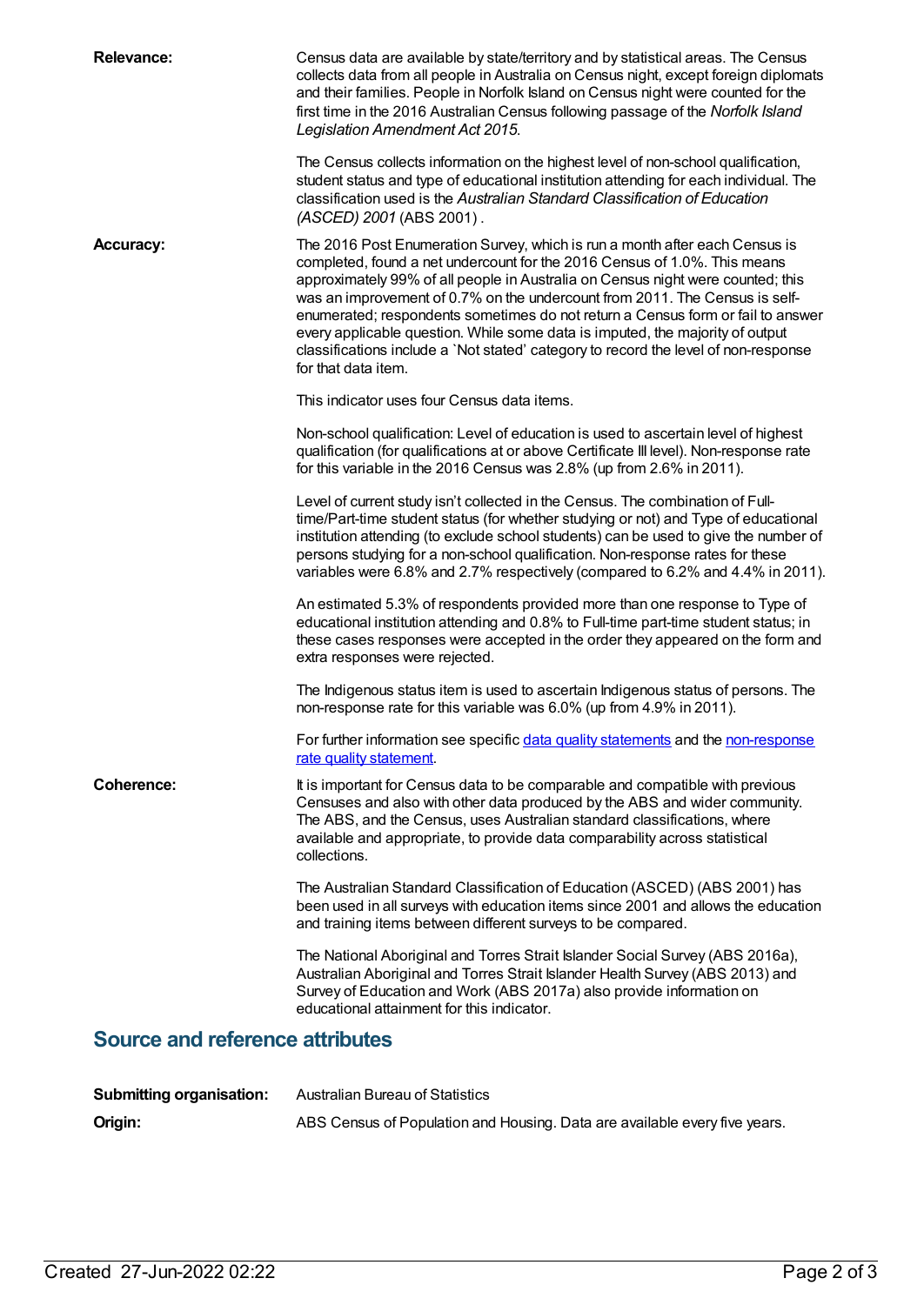**Relevance:** Census data are available by state/territory and by statistical areas. The Census collects data from all people in Australia on Census night, except foreign diplomats and their families. People in Norfolk Island on Census night were counted for the first time in the 2016 Australian Census following passage of the *Norfolk Island Legislation Amendment Act 2015*.

The Census collects information on the highest level of non-school qualification, student status and type of educational institution attending for each individual. The classification used is the *Australian Standard Classification of Education (ASCED) 2001* (ABS 2001) .

**Accuracy:** The 2016 Post Enumeration Survey, which is run a month after each Census is completed, found a net undercount for the 2016 Census of 1.0%. This means approximately 99% of all people in Australia on Census night were counted; this was an improvement of 0.7% on the undercount from 2011. The Census is self-enumerated; respondents sometimes do not return a Census form or fail to answer every applicable question. While some data is imputed, the majority of output classifications include a `Not stated' category to record the level of non-response for that data item.

This indicator uses four Census data items.

Non-school qualification: Level of education is used to ascertain level of highest qualification (for qualifications at or above Certificate III level). Non-response rate for this variable in the 2016 Census was 2.8% (up from 2.6% in 2011).

Level of current study isn't collected in the Census. The combination of Full-time/Part-time student status (for whether studying or not) and Type of educational institution attending (to exclude school students) can be used to give the number of persons studying for a non-school qualification. Non-response rates for these variables were 6.8% and 2.7% respectively (compared to 6.2% and 4.4% in 2011).

An estimated 5.3% of respondents provided more than one response to Type of educational institution attending and 0.8% to Full-time part-time student status; in these cases responses were accepted in the order they appeared on the form and extra responses were rejected.

The Indigenous status item is used to ascertain Indigenous status of persons. The non-response rate for this variable was 6.0% (up from 4.9% in 2011).

For further information see specific data quality statements and the non-response rate quality statement.

**Coherence:** It is important for Census data to be comparable and compatible with previous Censuses and also with other data produced by the ABS and wider community. The ABS, and the Census, uses Australian standard classifications, where available and appropriate, to provide data comparability across statistical collections.

The Australian Standard Classification of Education (ASCED) (ABS 2001) has been used in all surveys with education items since 2001 and allows the education and training items between different surveys to be compared.

The National Aboriginal and Torres Strait Islander Social Survey (ABS 2016a), Australian Aboriginal and Torres Strait Islander Health Survey (ABS 2013) and Survey of Education and Work (ABS 2017a) also provide information on educational attainment for this indicator.

## Source and reference attributes

**Submitting organisation:** Australian Bureau of Statistics

**Origin:** ABS Census of Population and Housing. Data are available every five years.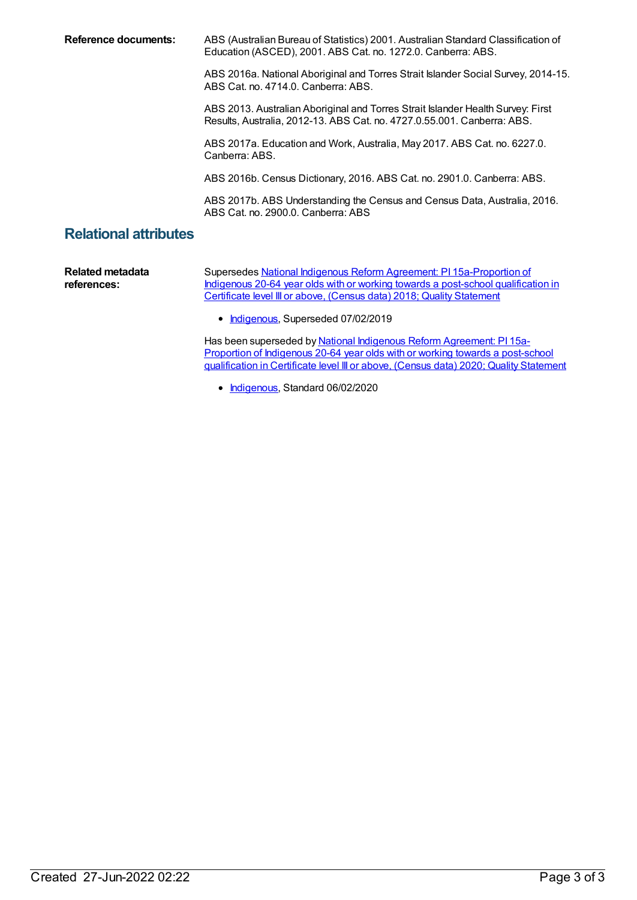**Reference documents:**

ABS (Australian Bureau of Statistics) 2001. Australian Standard Classification of Education (ASCED), 2001. ABS Cat. no. 1272.0. Canberra: ABS.

ABS 2016a. National Aboriginal and Torres Strait Islander Social Survey, 2014-15. ABS Cat. no. 4714.0. Canberra: ABS.

ABS 2013. Australian Aboriginal and Torres Strait Islander Health Survey: First Results, Australia, 2012-13. ABS Cat. no. 4727.0.55.001. Canberra: ABS.

ABS 2017a. Education and Work, Australia, May 2017. ABS Cat. no. 6227.0. Canberra: ABS.

ABS 2016b. Census Dictionary, 2016. ABS Cat. no. 2901.0. Canberra: ABS.

ABS 2017b. ABS Understanding the Census and Census Data, Australia, 2016. ABS Cat. no. 2900.0. Canberra: ABS

## Relational attributes

**Related metadata references:**

Supersedes National Indigenous Reform Agreement: PI 15a-Proportion of Indigenous 20-64 year olds with or working towards a post-school qualification in Certificate level III or above, (Census data) 2018; Quality Statement

- Indigenous, Superseded 07/02/2019

Has been superseded by National Indigenous Reform Agreement: PI 15a-Proportion of Indigenous 20-64 year olds with or working towards a post-school qualification in Certificate level III or above, (Census data) 2020; Quality Statement

- Indigenous, Standard 06/02/2020